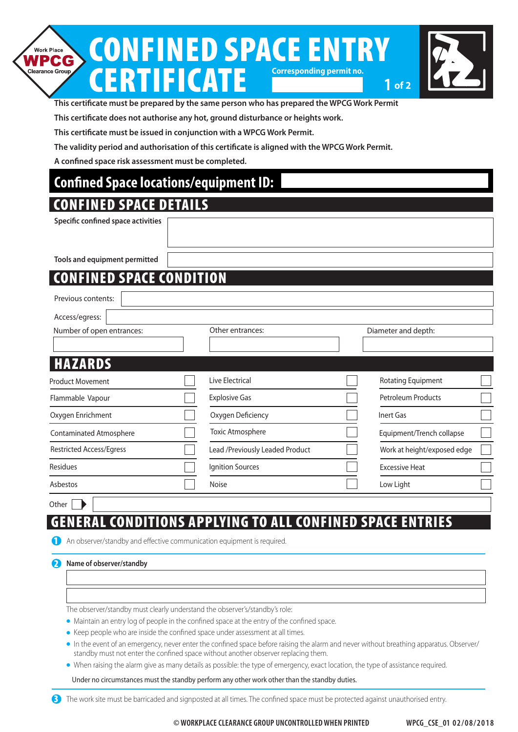Work Place **WPCG** Clearance Group

# CONFINED SPACE ENTRY CERTIFICATE

**Corresponding permit no.**

**This certificate must be prepared by the same person who has prepared the WPCG Work Permit**

**This certificate does not authorise any hot, ground disturbance or heights work.**

**This certificate must be issued in conjunction with a WPCG Work Permit.**

**The validity period and authorisation of this certificate is aligned with the WPCG Work Permit.**

**A confined space risk assessment must be completed.**

## Confined Space locations/equipment ID:

## CONFINED SPACE DETAILS

**Specific confined space activities**

**Tools and equipment permitted**

## CONFINED SPACE CONDITION

Previous contents:

Access/egress:

Number of open entrances:

Other entrances:

Diameter and depth:

## HAZARDS

| | | | | | |
|---|---|---|---|---|---|
| Product Movement | ☐ | Live Electrical | ☐ | Rotating Equipment | ☐ |
| Flammable Vapour | ☐ | Explosive Gas | ☐ | Petroleum Products | ☐ |
| Oxygen Enrichment | ☐ | Oxygen Deficiency | ☐ | Inert Gas | ☐ |
| Contaminated Atmosphere | ☐ | Toxic Atmosphere | ☐ | Equipment/Trench collapse | ☐ |
| Restricted Access/Egress | ☐ | Lead /Previously Leaded Product | ☐ | Work at height/exposed edge | ☐ |
| Residues | ☐ | Ignition Sources | ☐ | Excessive Heat | ☐ |
| Asbestos | ☐ | Noise | ☐ | Low Light | ☐ |

Other ☐

## GENERAL CONDITIONS APPLYING TO ALL CONFINED SPACE ENTRIES

1. An observer/standby and effective communication equipment is required.

2. **Name of observer/standby**

   The observer/standby must clearly understand the observer's/standby's role:

   - Maintain an entry log of people in the confined space at the entry of the confined space.
   - Keep people who are inside the confined space under assessment at all times.
   - In the event of an emergency, never enter the confined space before raising the alarm and never without breathing apparatus. Observer/standby must not enter the confined space without another observer replacing them.
   - When raising the alarm give as many details as possible: the type of emergency, exact location, the type of assistance required.

   Under no circumstances must the standby perform any other work other than the standby duties.

3. The work site must be barricaded and signposted at all times. The confined space must be protected against unauthorised entry.

© WORKPLACE CLEARANCE GROUP UNCONTROLLED WHEN PRINTED WPCG_CSE_01 02/08/2018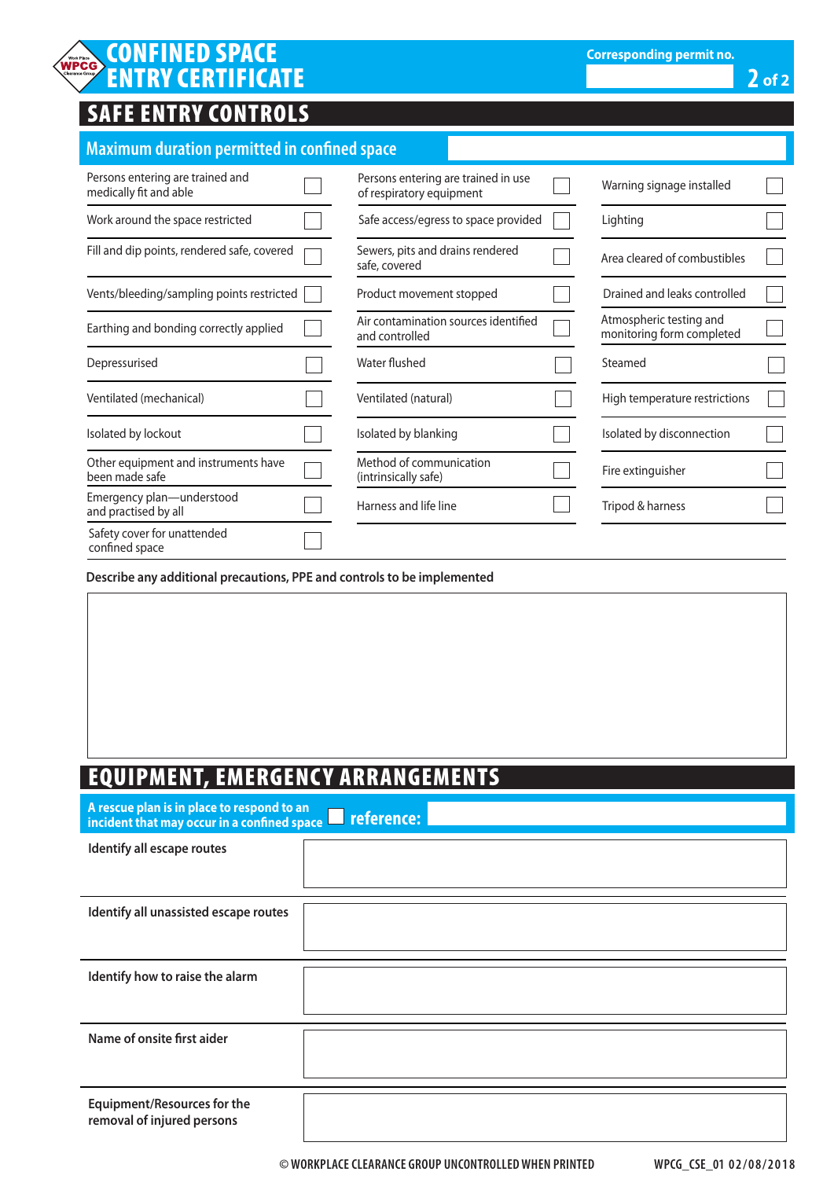# CONFINED SPACE ENTRY CERTIFICATE

Corresponding permit no.

## SAFE ENTRY CONTROLS

**Maximum duration permitted in confined space**

| | | | | | |
|---|---|---|---|---|---|
| Persons entering are trained and medically fit and able | ☐ | Persons entering are trained in use of respiratory equipment | ☐ | Warning signage installed | ☐ |
| Work around the space restricted | ☐ | Safe access/egress to space provided | ☐ | Lighting | ☐ |
| Fill and dip points, rendered safe, covered | ☐ | Sewers, pits and drains rendered safe, covered | ☐ | Area cleared of combustibles | ☐ |
| Vents/bleeding/sampling points restricted | ☐ | Product movement stopped | ☐ | Drained and leaks controlled | ☐ |
| Earthing and bonding correctly applied | ☐ | Air contamination sources identified and controlled | ☐ | Atmospheric testing and monitoring form completed | ☐ |
| Depressurised | ☐ | Water flushed | ☐ | Steamed | ☐ |
| Ventilated (mechanical) | ☐ | Ventilated (natural) | ☐ | High temperature restrictions | ☐ |
| Isolated by lockout | ☐ | Isolated by blanking | ☐ | Isolated by disconnection | ☐ |
| Other equipment and instruments have been made safe | ☐ | Method of communication (intrinsically safe) | ☐ | Fire extinguisher | ☐ |
| Emergency plan—understood and practised by all | ☐ | Harness and life line | ☐ | Tripod & harness | ☐ |
| Safety cover for unattended confined space | ☐ | | | | |

**Describe any additional precautions, PPE and controls to be implemented**

## EQUIPMENT, EMERGENCY ARRANGEMENTS

**A rescue plan is in place to respond to an incident that may occur in a confined space** ☐ **reference:**

| | |
|---|---|
| **Identify all escape routes** | |
| **Identify all unassisted escape routes** | |
| **Identify how to raise the alarm** | |
| **Name of onsite first aider** | |
| **Equipment/Resources for the removal of injured persons** | |

© WORKPLACE CLEARANCE GROUP UNCONTROLLED WHEN PRINTED WPCG_CSE_01 02/08/2018